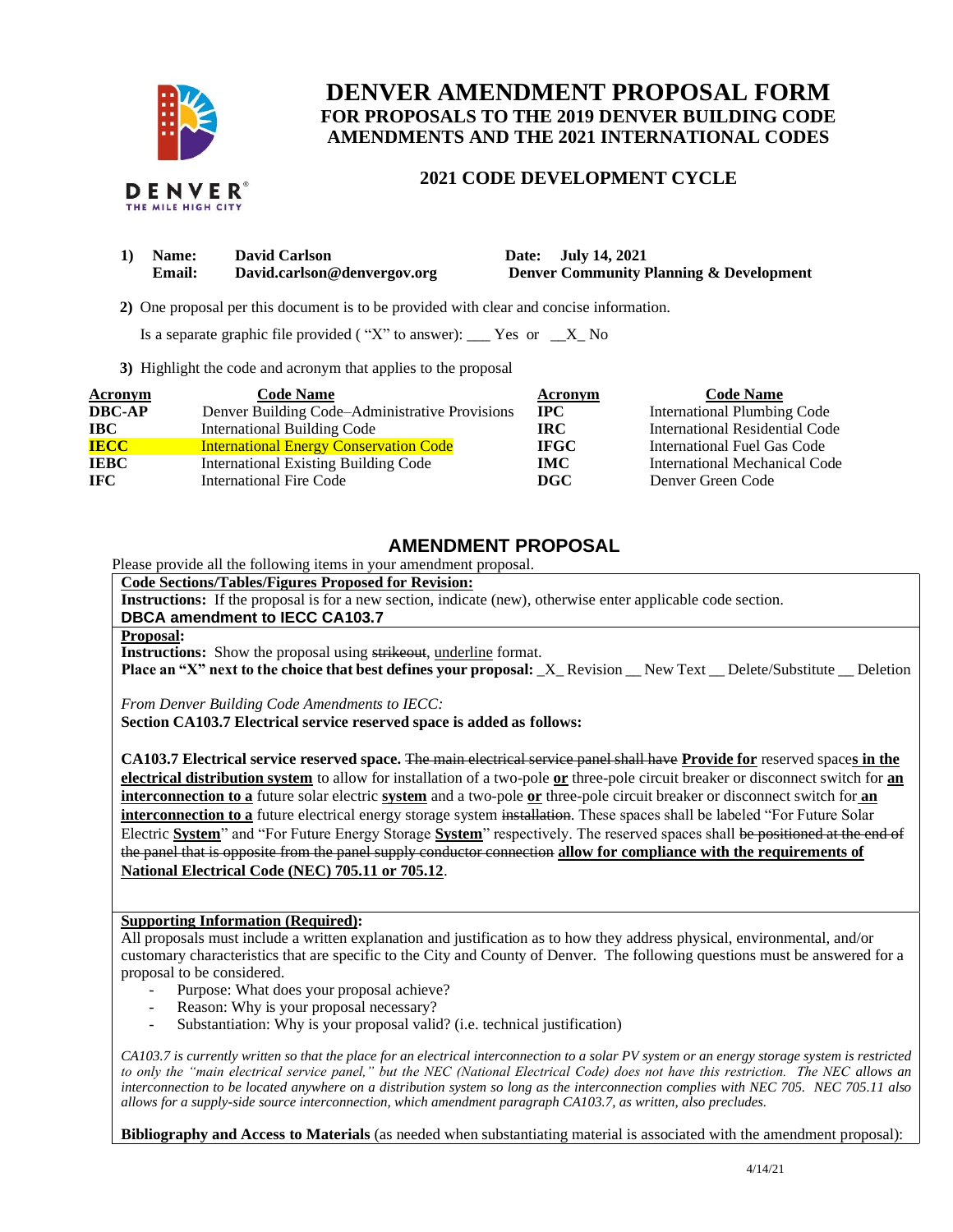DENVER
THE MILE HIGH CITY

# DENVER AMENDMENT PROPOSAL FORM

## FOR PROPOSALS TO THE 2019 DENVER BUILDING CODE AMENDMENTS AND THE 2021 INTERNATIONAL CODES

### 2021 CODE DEVELOPMENT CYCLE

**1) Name:** **David Carlson** **Date: July 14, 2021**
**Email:** **David.carlson@denvergov.org** **Denver Community Planning & Development**

**2)** One proposal per this document is to be provided with clear and concise information.

Is a separate graphic file provided ( "X" to answer): ___ Yes or __X_ No

**3)** Highlight the code and acronym that applies to the proposal

| Acronym | Code Name | Acronym | Code Name |
|---|---|---|---|
| **DBC-AP** | Denver Building Code–Administrative Provisions | **IPC** | International Plumbing Code |
| **IBC** | International Building Code | **IRC** | International Residential Code |
| **IECC** | International Energy Conservation Code | **IFGC** | International Fuel Gas Code |
| **IEBC** | International Existing Building Code | **IMC** | International Mechanical Code |
| **IFC** | International Fire Code | **DGC** | Denver Green Code |

## AMENDMENT PROPOSAL

Please provide all the following items in your amendment proposal.

**Code Sections/Tables/Figures Proposed for Revision:**

**Instructions:** If the proposal is for a new section, indicate (new), otherwise enter applicable code section.

**DBCA amendment to IECC CA103.7**

**Proposal:**

**Instructions:** Show the proposal using ~~strikeout~~, underline format.

**Place an "X" next to the choice that best defines your proposal:** _X_ Revision __ New Text __ Delete/Substitute __ Deletion

*From Denver Building Code Amendments to IECC:*

**Section CA103.7 Electrical service reserved space is added as follows:**

**CA103.7 Electrical service reserved space.** ~~The main electrical service panel shall have~~ **Provide for** reserved space**s in the electrical distribution system** to allow for installation of a two-pole **or** three-pole circuit breaker or disconnect switch for **an interconnection to a** future solar electric **system** and a two-pole **or** three-pole circuit breaker or disconnect switch for **an interconnection to a** future electrical energy storage system ~~installation~~. These spaces shall be labeled "For Future Solar Electric **System**" and "For Future Energy Storage **System**" respectively. The reserved spaces shall ~~be positioned at the end of the panel that is opposite from the panel supply conductor connection~~ **allow for compliance with the requirements of National Electrical Code (NEC) 705.11 or 705.12**.

**Supporting Information (Required):**

All proposals must include a written explanation and justification as to how they address physical, environmental, and/or customary characteristics that are specific to the City and County of Denver. The following questions must be answered for a proposal to be considered.

- Purpose: What does your proposal achieve?
- Reason: Why is your proposal necessary?
- Substantiation: Why is your proposal valid? (i.e. technical justification)

*CA103.7 is currently written so that the place for an electrical interconnection to a solar PV system or an energy storage system is restricted to only the "main electrical service panel," but the NEC (National Electrical Code) does not have this restriction. The NEC allows an interconnection to be located anywhere on a distribution system so long as the interconnection complies with NEC 705. NEC 705.11 also allows for a supply-side source interconnection, which amendment paragraph CA103.7, as written, also precludes.*

**Bibliography and Access to Materials** (as needed when substantiating material is associated with the amendment proposal):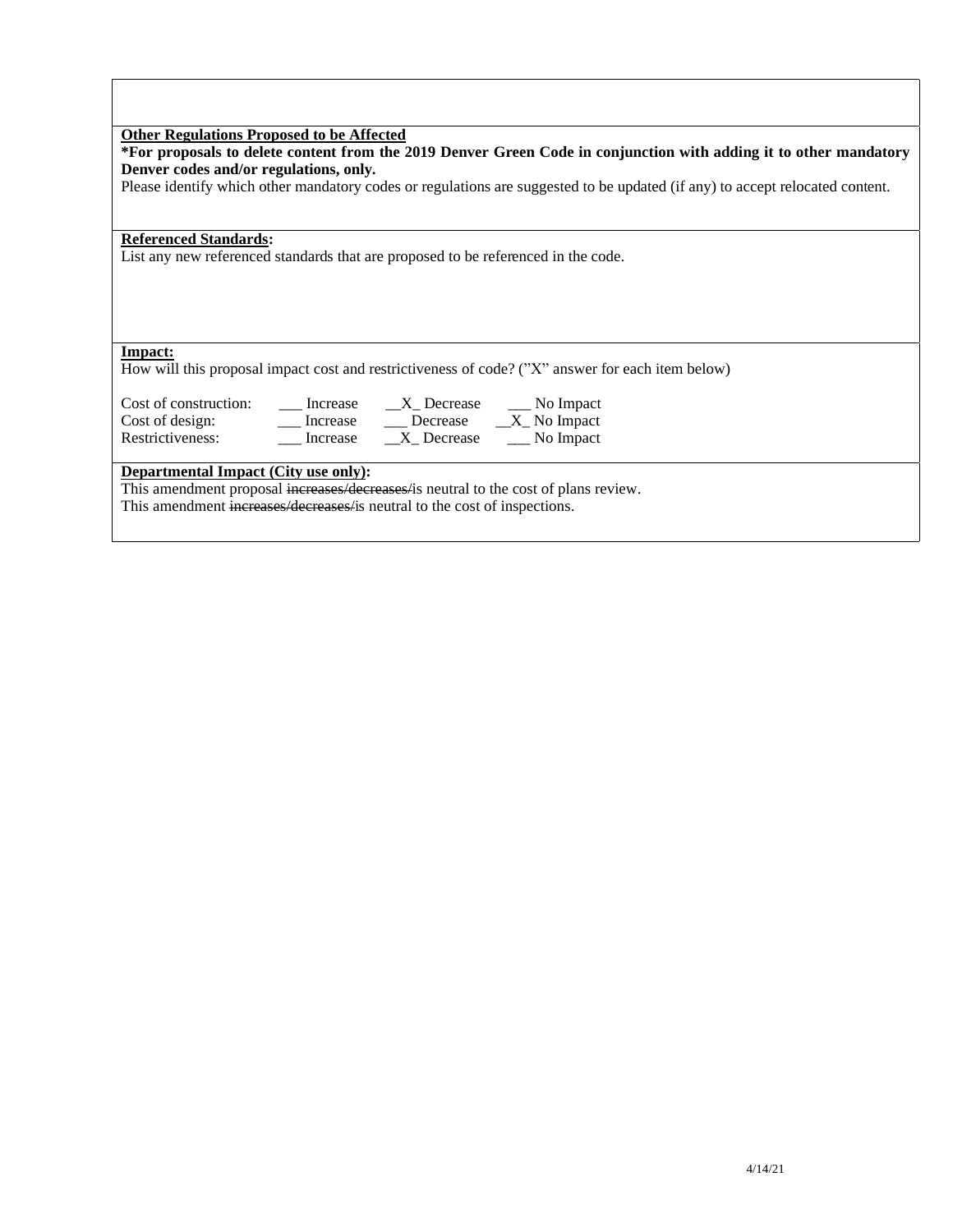**Other Regulations Proposed to be Affected**

**\*For proposals to delete content from the 2019 Denver Green Code in conjunction with adding it to other mandatory Denver codes and/or regulations, only.**

Please identify which other mandatory codes or regulations are suggested to be updated (if any) to accept relocated content.

**Referenced Standards:**

List any new referenced standards that are proposed to be referenced in the code.

**Impact:**

How will this proposal impact cost and restrictiveness of code? ("X" answer for each item below)

| | | | |
|---|---|---|---|
| Cost of construction: | ___ Increase | \_\_X\_ Decrease | ___ No Impact |
| Cost of design: | ___ Increase | ___ Decrease | \_\_X\_ No Impact |
| Restrictiveness: | ___ Increase | \_\_X\_ Decrease | ___ No Impact |

**Departmental Impact (City use only):**

This amendment proposal ~~increases/decreases/~~is neutral to the cost of plans review.

This amendment ~~increases/decreases/~~is neutral to the cost of inspections.